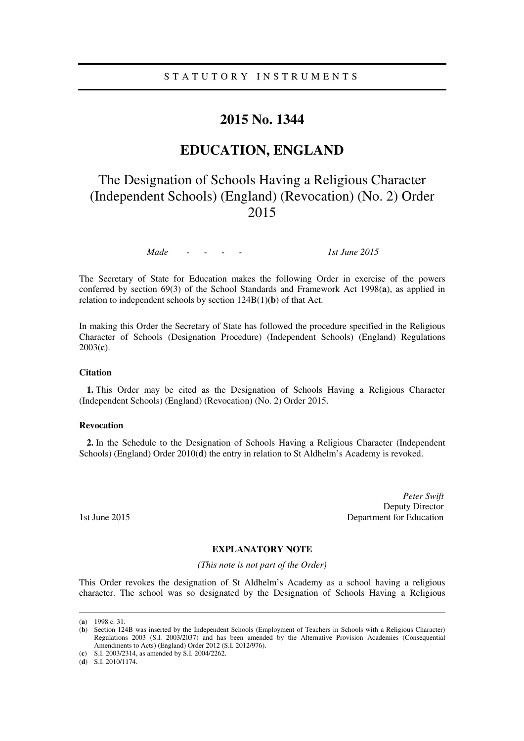STATUTORY INSTRUMENTS

# 2015 No. 1344

# EDUCATION, ENGLAND

## The Designation of Schools Having a Religious Character (Independent Schools) (England) (Revocation) (No. 2) Order 2015

*Made - - - - 1st June 2015*

The Secretary of State for Education makes the following Order in exercise of the powers conferred by section 69(3) of the School Standards and Framework Act 1998(**a**), as applied in relation to independent schools by section 124B(1)(**b**) of that Act.

In making this Order the Secretary of State has followed the procedure specified in the Religious Character of Schools (Designation Procedure) (Independent Schools) (England) Regulations 2003(**c**).

### Citation

**1.** This Order may be cited as the Designation of Schools Having a Religious Character (Independent Schools) (England) (Revocation) (No. 2) Order 2015.

### Revocation

**2.** In the Schedule to the Designation of Schools Having a Religious Character (Independent Schools) (England) Order 2010(**d**) the entry in relation to St Aldhelm's Academy is revoked.

*Peter Swift*
Deputy Director
1st June 2015 Department for Education

### EXPLANATORY NOTE

*(This note is not part of the Order)*

This Order revokes the designation of St Aldhelm's Academy as a school having a religious character. The school was so designated by the Designation of Schools Having a Religious

---

(**a**) 1998 c. 31.
(**b**) Section 124B was inserted by the Independent Schools (Employment of Teachers in Schools with a Religious Character) Regulations 2003 (S.I. 2003/2037) and has been amended by the Alternative Provision Academies (Consequential Amendments to Acts) (England) Order 2012 (S.I. 2012/976).
(**c**) S.I. 2003/2314, as amended by S.I. 2004/2262.
(**d**) S.I. 2010/1174.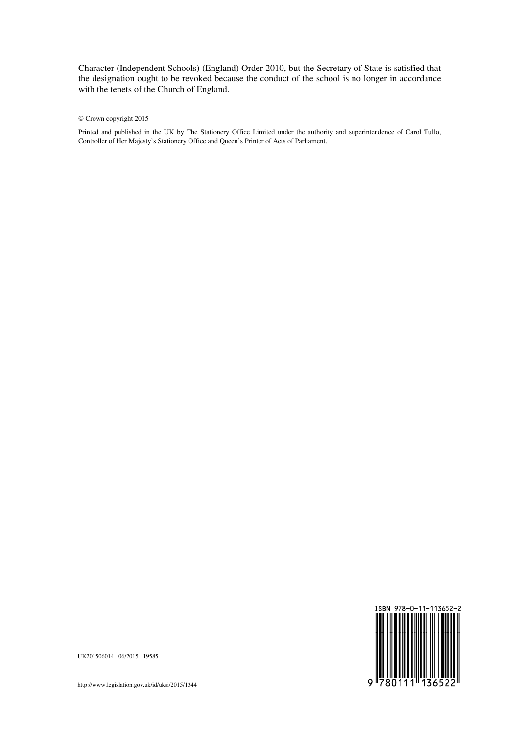Character (Independent Schools) (England) Order 2010, but the Secretary of State is satisfied that the designation ought to be revoked because the conduct of the school is no longer in accordance with the tenets of the Church of England.

---

© Crown copyright 2015

Printed and published in the UK by The Stationery Office Limited under the authority and superintendence of Carol Tullo, Controller of Her Majesty's Stationery Office and Queen's Printer of Acts of Parliament.

UK201506014 06/2015 19585

http://www.legislation.gov.uk/id/uksi/2015/1344

ISBN 978-0-11-113652-2